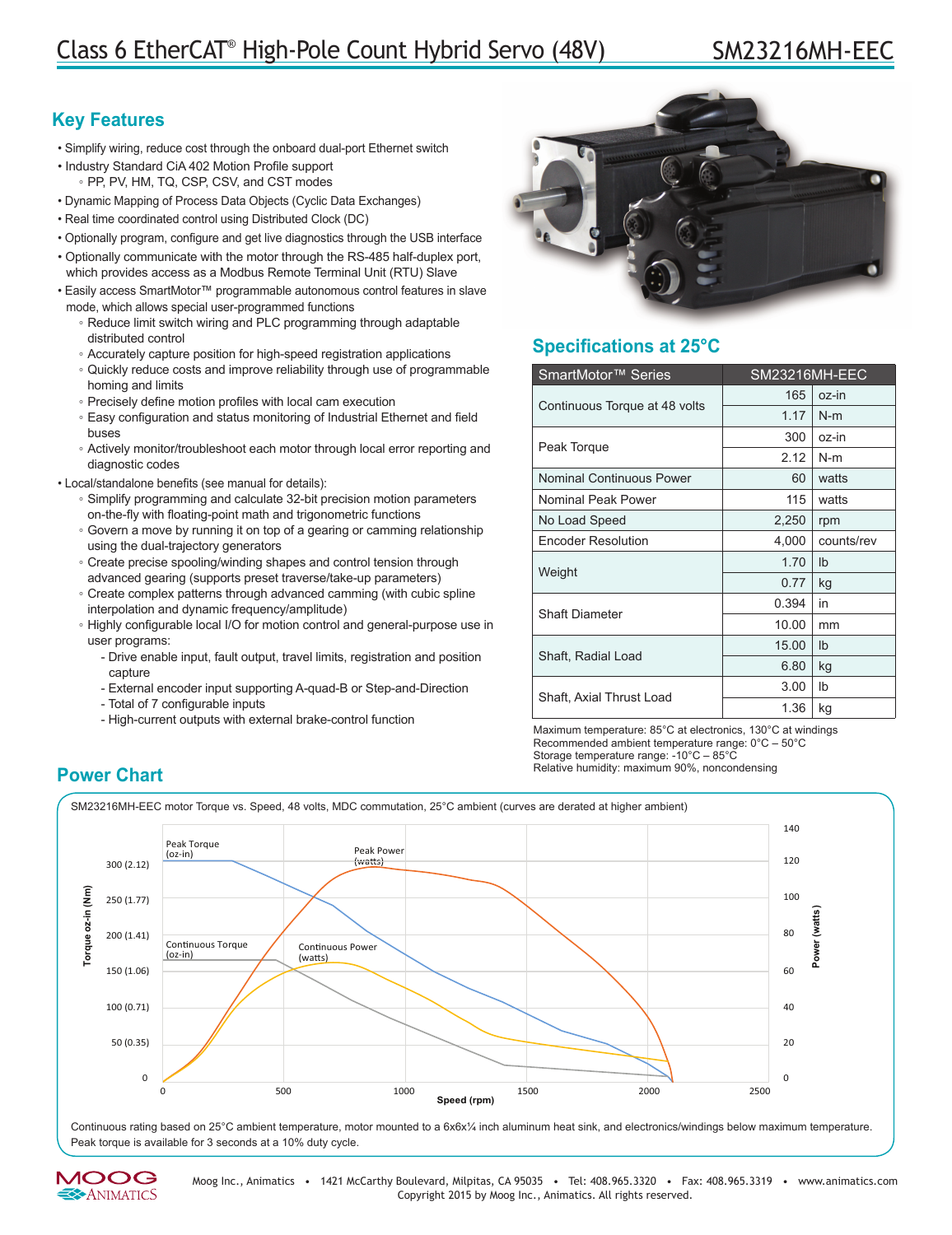# Class 6 EtherCAT® High-Pole Count Hybrid Servo (48V) — SM23216MH-EEC

## Key Features

- Simplify wiring, reduce cost through the onboard dual-port Ethernet switch
- Industry Standard CiA 402 Motion Profile support
  - PP, PV, HM, TQ, CSP, CSV, and CST modes
- Dynamic Mapping of Process Data Objects (Cyclic Data Exchanges)
- Real time coordinated control using Distributed Clock (DC)
- Optionally program, configure and get live diagnostics through the USB interface
- Optionally communicate with the motor through the RS-485 half-duplex port, which provides access as a Modbus Remote Terminal Unit (RTU) Slave
- Easily access SmartMotor™ programmable autonomous control features in slave mode, which allows special user-programmed functions
  - Reduce limit switch wiring and PLC programming through adaptable distributed control
  - Accurately capture position for high-speed registration applications
  - Quickly reduce costs and improve reliability through use of programmable homing and limits
  - Precisely define motion profiles with local cam execution
  - Easy configuration and status monitoring of Industrial Ethernet and field buses
  - Actively monitor/troubleshoot each motor through local error reporting and diagnostic codes
- Local/standalone benefits (see manual for details):
  - Simplify programming and calculate 32-bit precision motion parameters on-the-fly with floating-point math and trigonometric functions
  - Govern a move by running it on top of a gearing or camming relationship using the dual-trajectory generators
  - Create precise spooling/winding shapes and control tension through advanced gearing (supports preset traverse/take-up parameters)
  - Create complex patterns through advanced camming (with cubic spline interpolation and dynamic frequency/amplitude)
  - Highly configurable local I/O for motion control and general-purpose use in user programs:
    - Drive enable input, fault output, travel limits, registration and position capture
    - External encoder input supporting A-quad-B or Step-and-Direction
    - Total of 7 configurable inputs
    - High-current outputs with external brake-control function

## Specifications at 25°C

| SmartMotor™ Series | SM23216MH-EEC | |
|---|---|---|
| Continuous Torque at 48 volts | 165 | oz-in |
| | 1.17 | N-m |
| Peak Torque | 300 | oz-in |
| | 2.12 | N-m |
| Nominal Continuous Power | 60 | watts |
| Nominal Peak Power | 115 | watts |
| No Load Speed | 2,250 | rpm |
| Encoder Resolution | 4,000 | counts/rev |
| Weight | 1.70 | lb |
| | 0.77 | kg |
| Shaft Diameter | 0.394 | in |
| | 10.00 | mm |
| Shaft, Radial Load | 15.00 | lb |
| | 6.80 | kg |
| Shaft, Axial Thrust Load | 3.00 | lb |
| | 1.36 | kg |

Maximum temperature: 85°C at electronics, 130°C at windings
Recommended ambient temperature range: 0°C – 50°C
Storage temperature range: -10°C – 85°C
Relative humidity: maximum 90%, noncondensing

## Power Chart

SM23216MH-EEC motor Torque vs. Speed, 48 volts, MDC commutation, 25°C ambient (curves are derated at higher ambient)

Continuous rating based on 25°C ambient temperature, motor mounted to a 6x6x¼ inch aluminum heat sink, and electronics/windings below maximum temperature. Peak torque is available for 3 seconds at a 10% duty cycle.

Moog Inc., Animatics • 1421 McCarthy Boulevard, Milpitas, CA 95035 • Tel: 408.965.3320 • Fax: 408.965.3319 • www.animatics.com
Copyright 2015 by Moog Inc., Animatics. All rights reserved.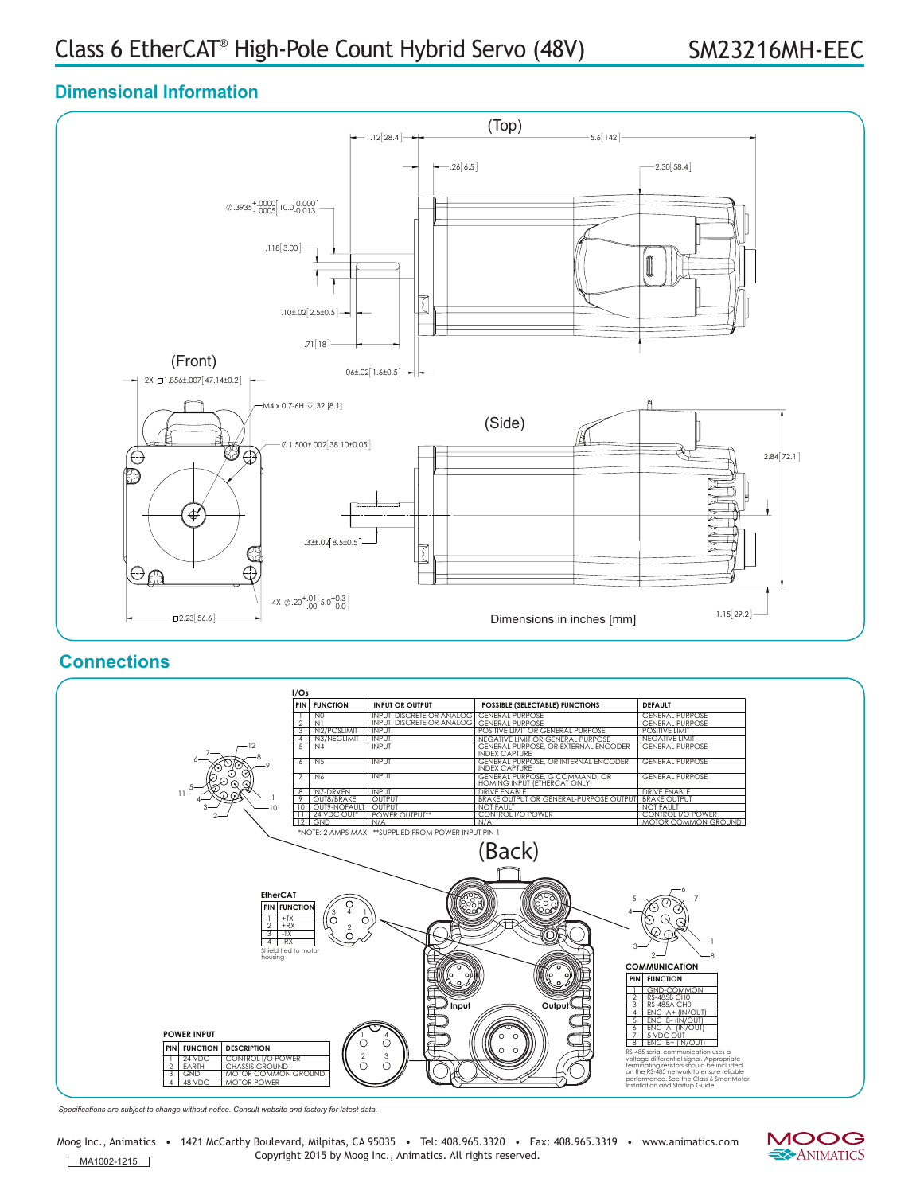# Class 6 EtherCAT® High-Pole Count Hybrid Servo (48V) SM23216MH-EEC

## Dimensional Information

(Top)

1.12[28.4]

5.6[142]

.26[6.5]

2.30[58.4]

∅.3935 +.0000 -.0005 [10.0 0.000 -0.013]

.118[3.00]

.10±.02[2.5±0.5]

.71[18]

.06±.02[1.6±0.5]

(Front)

2X □1.856±.007[47.14±0.2]

M4 x 0.7-6H ↧ .32 [8.1]

∅1.500±.002[38.10±0.05]

(Side)

2.84[72.1]

.33±.02[8.5±0.5]

4X ∅.20 +.01 -.00 [5.0 +0.3 0.0]

□2.23[56.6]

1.15[29.2]

Dimensions in inches [mm]

## Connections

**I/Os**

| PIN | FUNCTION | INPUT OR OUTPUT | POSSIBLE (SELECTABLE) FUNCTIONS | DEFAULT |
|---|---|---|---|---|
| 1 | IN0 | INPUT, DISCRETE OR ANALOG | GENERAL PURPOSE | GENERAL PURPOSE |
| 2 | IN1 | INPUT, DISCRETE OR ANALOG | GENERAL PURPOSE | GENERAL PURPOSE |
| 3 | IN2/POSLIMIT | INPUT | POSITIVE LIMIT OR GENERAL PURPOSE | POSITIVE LIMIT |
| 4 | IN3/NEGLIMIT | INPUT | NEGATIVE LIMIT OR GENERAL PURPOSE | NEGATIVE LIMIT |
| 5 | IN4 | INPUT | GENERAL PURPOSE, OR EXTERNAL ENCODER INDEX CAPTURE | GENERAL PURPOSE |
| 6 | IN5 | INPUT | GENERAL PURPOSE, OR INTERNAL ENCODER INDEX CAPTURE | GENERAL PURPOSE |
| 7 | IN6 | INPUT | GENERAL PURPOSE, G COMMAND, OR HOMING INPUT (ETHERCAT ONLY) | GENERAL PURPOSE |
| 8 | IN7-DRVEN | INPUT | DRIVE ENABLE | DRIVE ENABLE |
| 9 | OUT8/BRAKE | OUTPUT | BRAKE OUTPUT OR GENERAL-PURPOSE OUTPUT | BRAKE OUTPUT |
| 10 | OUT9-NOFAULT | OUTPUT | NOT FAULT | NOT FAULT |
| 11 | 24 VDC OUT* | POWER OUTPUT** | CONTROL I/O POWER | CONTROL I/O POWER |
| 12 | GND | N/A | N/A | MOTOR COMMON GROUND |

*NOTE: 2 AMPS MAX **SUPPLIED FROM POWER INPUT PIN 1

(Back)

**EtherCAT**

| PIN | FUNCTION |
|---|---|
| 1 | +TX |
| 2 | +RX |
| 3 | -TX |
| 4 | -RX |

Shield tied to motor housing

Input

Output

**COMMUNICATION**

| PIN | FUNCTION |
|---|---|
| 1 | GND-COMMON |
| 2 | RS-485B CH0 |
| 3 | RS-485A CH0 |
| 4 | ENC A+ (IN/OUT) |
| 5 | ENC B- (IN/OUT) |
| 6 | ENC A- (IN/OUT) |
| 7 | 5 VDC OUT |
| 8 | ENC B+ (IN/OUT) |

RS-485 serial communication uses a voltage differential signal. Appropriate terminating resistors should be included on the RS-485 network to ensure reliable performance. See the Class 6 SmartMotor Installation and Startup Guide.

**POWER INPUT**

| PIN | FUNCTION | DESCRIPTION |
|---|---|---|
| 1 | 24 VDC | CONTROL I/O POWER |
| 2 | EARTH | CHASSIS GROUND |
| 3 | GND | MOTOR COMMON GROUND |
| 4 | 48 VDC | MOTOR POWER |

*Specifications are subject to change without notice. Consult website and factory for latest data.*

Moog Inc., Animatics • 1421 McCarthy Boulevard, Milpitas, CA 95035 • Tel: 408.965.3320 • Fax: 408.965.3319 • www.animatics.com
Copyright 2015 by Moog Inc., Animatics. All rights reserved.

MA1002-1215